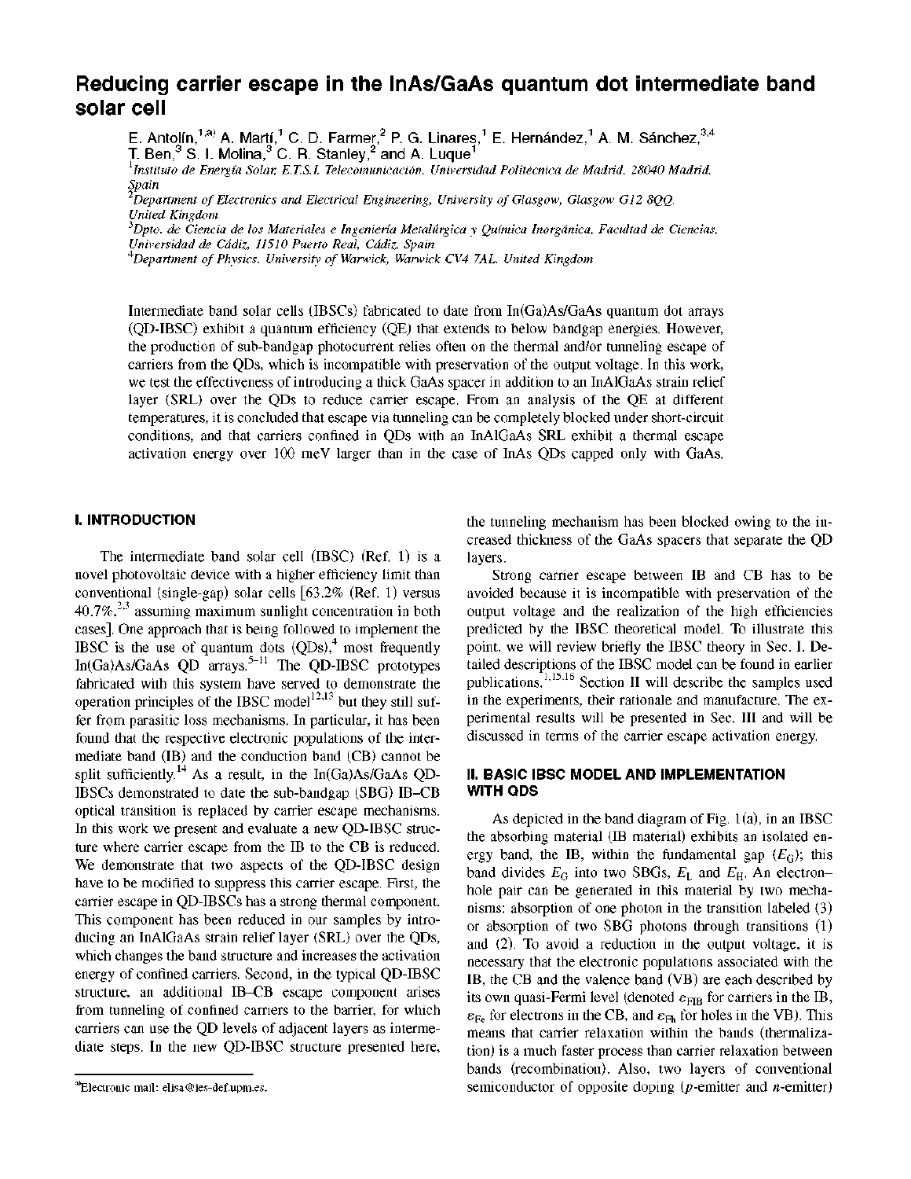# Reducing carrier escape in the InAs/GaAs quantum dot intermediate band solar cell

E. Antolín,[1,a)] A. Martí,[1] C. D. Farmer,[2] P. G. Linares,[1] E. Hernández,[1] A. M. Sánchez,[3,4] T. Ben,[3] S. I. Molina,[3] C. R. Stanley,[2] and A. Luque[1]

[1]*Instituto de Energía Solar, E.T.S.I. Telecomunicación, Universidad Politécnica de Madrid, 28040 Madrid, Spain*

[2]*Department of Electronics and Electrical Engineering, University of Glasgow, Glasgow G12 8QQ, United Kingdom*

[3]*Dpto. de Ciencia de los Materiales e Ingeniería Metalúrgica y Química Inorgánica, Facultad de Ciencias, Universidad de Cádiz, 11510 Puerto Real, Cádiz, Spain*

[4]*Department of Physics, University of Warwick, Warwick CV4 7AL, United Kingdom*

Intermediate band solar cells (IBSCs) fabricated to date from In(Ga)As/GaAs quantum dot arrays (QD-IBSC) exhibit a quantum efficiency (QE) that extends to below bandgap energies. However, the production of sub-bandgap photocurrent relies often on the thermal and/or tunneling escape of carriers from the QDs, which is incompatible with preservation of the output voltage. In this work, we test the effectiveness of introducing a thick GaAs spacer in addition to an InAlGaAs strain relief layer (SRL) over the QDs to reduce carrier escape. From an analysis of the QE at different temperatures, it is concluded that escape via tunneling can be completely blocked under short-circuit conditions, and that carriers confined in QDs with an InAlGaAs SRL exhibit a thermal escape activation energy over 100 meV larger than in the case of InAs QDs capped only with GaAs.

## I. INTRODUCTION

The intermediate band solar cell (IBSC) (Ref. 1) is a novel photovoltaic device with a higher efficiency limit than conventional (single-gap) solar cells [63.2% (Ref. 1) versus 40.7%,[2,3] assuming maximum sunlight concentration in both cases]. One approach that is being followed to implement the IBSC is the use of quantum dots (QDs),[4] most frequently In(Ga)As/GaAs QD arrays.[5–11] The QD-IBSC prototypes fabricated with this system have served to demonstrate the operation principles of the IBSC model[12,13] but they still suffer from parasitic loss mechanisms. In particular, it has been found that the respective electronic populations of the intermediate band (IB) and the conduction band (CB) cannot be split sufficiently.[14] As a result, in the In(Ga)As/GaAs QD-IBSCs demonstrated to date the sub-bandgap (SBG) IB–CB optical transition is replaced by carrier escape mechanisms. In this work we present and evaluate a new QD-IBSC structure where carrier escape from the IB to the CB is reduced. We demonstrate that two aspects of the QD-IBSC design have to be modified to suppress this carrier escape. First, the carrier escape in QD-IBSCs has a strong thermal component. This component has been reduced in our samples by introducing an InAlGaAs strain relief layer (SRL) over the QDs, which changes the band structure and increases the activation energy of confined carriers. Second, in the typical QD-IBSC structure, an additional IB–CB escape component arises from tunneling of confined carriers to the barrier, for which carriers can use the QD levels of adjacent layers as intermediate steps. In the new QD-IBSC structure presented here, the tunneling mechanism has been blocked owing to the increased thickness of the GaAs spacers that separate the QD layers.

Strong carrier escape between IB and CB has to be avoided because it is incompatible with preservation of the output voltage and the realization of the high efficiencies predicted by the IBSC theoretical model. To illustrate this point, we will review briefly the IBSC theory in Sec. I. Detailed descriptions of the IBSC model can be found in earlier publications.[1,15,16] Section II will describe the samples used in the experiments, their rationale and manufacture. The experimental results will be presented in Sec. III and will be discussed in terms of the carrier escape activation energy.

## II. BASIC IBSC MODEL AND IMPLEMENTATION WITH QDS

As depicted in the band diagram of Fig. 1(a), in an IBSC the absorbing material (IB material) exhibits an isolated energy band, the IB, within the fundamental gap ($E_G$); this band divides $E_G$ into two SBGs, $E_L$ and $E_H$. An electron–hole pair can be generated in this material by two mechanisms: absorption of one photon in the transition labeled (3) or absorption of two SBG photons through transitions (1) and (2). To avoid a reduction in the output voltage, it is necessary that the electronic populations associated with the IB, the CB and the valence band (VB) are each described by its own quasi-Fermi level (denoted $\varepsilon_{FIB}$ for carriers in the IB, $\varepsilon_{Fe}$ for electrons in the CB, and $\varepsilon_{Fh}$ for holes in the VB). This means that carrier relaxation within the bands (thermalization) is a much faster process than carrier relaxation between bands (recombination). Also, two layers of conventional semiconductor of opposite doping (*p*-emitter and *n*-emitter)

---

a)Electronic mail: elisa@ies-def.upm.es.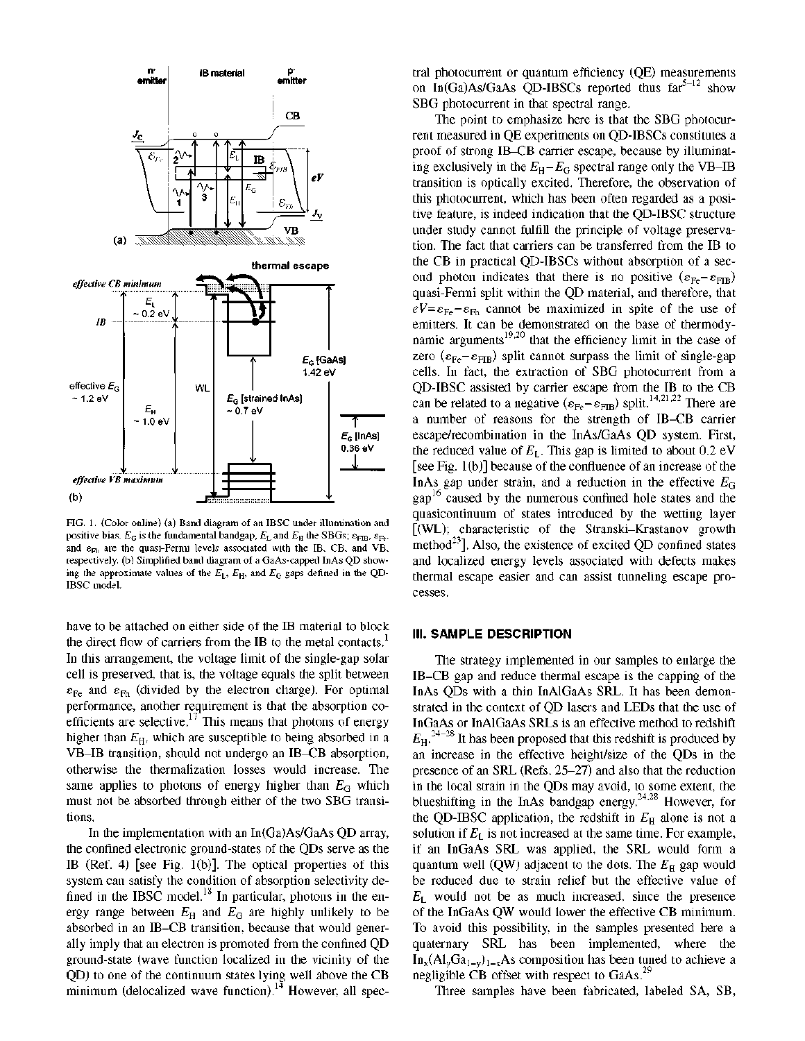FIG. 1. (Color online) (a) Band diagram of an IBSC under illumination and positive bias. $E_G$ is the fundamental bandgap, $E_L$ and $E_H$ the SBGs; $\varepsilon_{FIB}$, $\varepsilon_{Fe}$, and $\varepsilon_{Fh}$ are the quasi-Fermi levels associated with the IB, CB, and VB, respectively. (b) Simplified band diagram of a GaAs-capped InAs QD showing the approximate values of the $E_L$, $E_H$, and $E_G$ gaps defined in the QD-IBSC model.

have to be attached on either side of the IB material to block the direct flow of carriers from the IB to the metal contacts.[1] In this arrangement, the voltage limit of the single-gap solar cell is preserved, that is, the voltage equals the split between $\varepsilon_{Fe}$ and $\varepsilon_{Fh}$ (divided by the electron charge). For optimal performance, another requirement is that the absorption coefficients are selective.[17] This means that photons of energy higher than $E_H$, which are susceptible to being absorbed in a VB–IB transition, should not undergo an IB–CB absorption, otherwise the thermalization losses would increase. The same applies to photons of energy higher than $E_G$ which must not be absorbed through either of the two SBG transitions.

In the implementation with an In(Ga)As/GaAs QD array, the confined electronic ground-states of the QDs serve as the IB (Ref. 4) [see Fig. 1(b)]. The optical properties of this system can satisfy the condition of absorption selectivity defined in the IBSC model.[18] In particular, photons in the energy range between $E_H$ and $E_G$ are highly unlikely to be absorbed in an IB–CB transition, because that would generally imply that an electron is promoted from the confined QD ground-state (wave function localized in the vicinity of the QD) to one of the continuum states lying well above the CB minimum (delocalized wave function).[14] However, all spectral photocurrent or quantum efficiency (QE) measurements on In(Ga)As/GaAs QD-IBSCs reported thus far[5–12] show SBG photocurrent in that spectral range.

The point to emphasize here is that the SBG photocurrent measured in QE experiments on QD-IBSCs constitutes a proof of strong IB–CB carrier escape, because by illuminating exclusively in the $E_H-E_G$ spectral range only the VB–IB transition is optically excited. Therefore, the observation of this photocurrent, which has been often regarded as a positive feature, is indeed indication that the QD-IBSC structure under study cannot fulfill the principle of voltage preservation. The fact that carriers can be transferred from the IB to the CB in practical QD-IBSCs without absorption of a second photon indicates that there is no positive ($\varepsilon_{Fe}-\varepsilon_{FIB}$) quasi-Fermi split within the QD material, and therefore, that $eV=\varepsilon_{Fe}-\varepsilon_{Fh}$ cannot be maximized in spite of the use of emitters. It can be demonstrated on the base of thermodynamic arguments[19,20] that the efficiency limit in the case of zero ($\varepsilon_{Fe}-\varepsilon_{FIB}$) split cannot surpass the limit of single-gap cells. In fact, the extraction of SBG photocurrent from a QD-IBSC assisted by carrier escape from the IB to the CB can be related to a negative ($\varepsilon_{Fe}-\varepsilon_{FIB}$) split.[14,21,22] There are a number of reasons for the strength of IB–CB carrier escape/recombination in the InAs/GaAs QD system. First, the reduced value of $E_L$. This gap is limited to about 0.2 eV [see Fig. 1(b)] because of the confluence of an increase of the InAs gap under strain, and a reduction in the effective $E_G$ gap[16] caused by the numerous confined hole states and the quasicontinuum of states introduced by the wetting layer [(WL); characteristic of the Stranski–Krastanov growth method[23]]. Also, the existence of excited QD confined states and localized energy levels associated with defects makes thermal escape easier and can assist tunneling escape processes.

## III. SAMPLE DESCRIPTION

The strategy implemented in our samples to enlarge the IB–CB gap and reduce thermal escape is the capping of the InAs QDs with a thin InAlGaAs SRL. It has been demonstrated in the context of QD lasers and LEDs that the use of InGaAs or InAlGaAs SRLs is an effective method to redshift $E_H$.[24–28] It has been proposed that this redshift is produced by an increase in the effective height/size of the QDs in the presence of an SRL (Refs. 25–27) and also that the reduction in the local strain in the QDs may avoid, to some extent, the blueshifting in the InAs bandgap energy.[24,28] However, for the QD-IBSC application, the redshift in $E_H$ alone is not a solution if $E_L$ is not increased at the same time. For example, if an InGaAs SRL was applied, the SRL would form a quantum well (QW) adjacent to the dots. The $E_H$ gap would be reduced due to strain relief but the effective value of $E_L$ would not be as much increased, since the presence of the InGaAs QW would lower the effective CB minimum. To avoid this possibility, in the samples presented here a quaternary SRL has been implemented, where the $In_x(Al_yGa_{1-y})_{1-x}As$ composition has been tuned to achieve a negligible CB offset with respect to GaAs.[29]

Three samples have been fabricated, labeled SA, SB,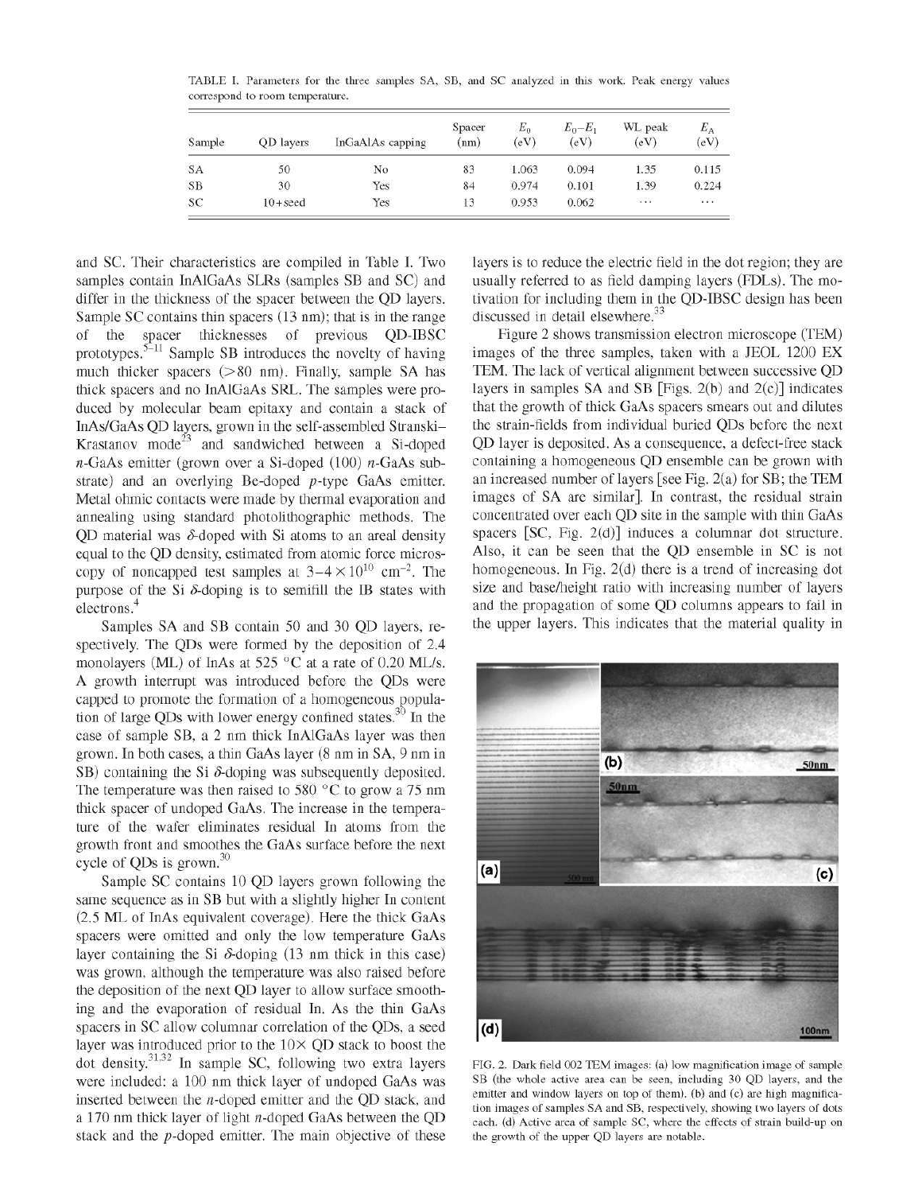TABLE I. Parameters for the three samples SA, SB, and SC analyzed in this work. Peak energy values correspond to room temperature.

| Sample | QD layers | InGaAlAs capping | Spacer (nm) | $E_0$ (eV) | $E_0-E_1$ (eV) | WL peak (eV) | $E_A$ (eV) |
|---|---|---|---|---|---|---|---|
| SA | 50 | No | 83 | 1.063 | 0.094 | 1.35 | 0.115 |
| SB | 30 | Yes | 84 | 0.974 | 0.101 | 1.39 | 0.224 |
| SC | 10+seed | Yes | 13 | 0.953 | 0.062 | ... | ... |

and SC. Their characteristics are compiled in Table I. Two samples contain InAlGaAs SLRs (samples SB and SC) and differ in the thickness of the spacer between the QD layers. Sample SC contains thin spacers (13 nm); that is in the range of the spacer thicknesses of previous QD-IBSC prototypes.[5–11] Sample SB introduces the novelty of having much thicker spacers (>80 nm). Finally, sample SA has thick spacers and no InAlGaAs SRL. The samples were produced by molecular beam epitaxy and contain a stack of InAs/GaAs QD layers, grown in the self-assembled Stranski–Krastanov mode[23] and sandwiched between a Si-doped $n$-GaAs emitter (grown over a Si-doped (100) $n$-GaAs substrate) and an overlying Be-doped $p$-type GaAs emitter. Metal ohmic contacts were made by thermal evaporation and annealing using standard photolithographic methods. The QD material was $\delta$-doped with Si atoms to an areal density equal to the QD density, estimated from atomic force microscopy of noncapped test samples at $3-4\times10^{10}$ cm$^{-2}$. The purpose of the Si $\delta$-doping is to semifill the IB states with electrons.[4]

Samples SA and SB contain 50 and 30 QD layers, respectively. The QDs were formed by the deposition of 2.4 monolayers (ML) of InAs at 525 °C at a rate of 0.20 ML/s. A growth interrupt was introduced before the QDs were capped to promote the formation of a homogeneous population of large QDs with lower energy confined states.[30] In the case of sample SB, a 2 nm thick InAlGaAs layer was then grown. In both cases, a thin GaAs layer (8 nm in SA, 9 nm in SB) containing the Si $\delta$-doping was subsequently deposited. The temperature was then raised to 580 °C to grow a 75 nm thick spacer of undoped GaAs. The increase in the temperature of the wafer eliminates residual In atoms from the growth front and smoothes the GaAs surface before the next cycle of QDs is grown.[30]

Sample SC contains 10 QD layers grown following the same sequence as in SB but with a slightly higher In content (2.5 ML of InAs equivalent coverage). Here the thick GaAs spacers were omitted and only the low temperature GaAs layer containing the Si $\delta$-doping (13 nm thick in this case) was grown, although the temperature was also raised before the deposition of the next QD layer to allow surface smoothing and the evaporation of residual In. As the thin GaAs spacers in SC allow columnar correlation of the QDs, a seed layer was introduced prior to the 10× QD stack to boost the dot density.[31,32] In sample SC, following two extra layers were included: a 100 nm thick layer of undoped GaAs was inserted between the $n$-doped emitter and the QD stack, and a 170 nm thick layer of light $n$-doped GaAs between the QD stack and the $p$-doped emitter. The main objective of these layers is to reduce the electric field in the dot region; they are usually referred to as field damping layers (FDLs). The motivation for including them in the QD-IBSC design has been discussed in detail elsewhere.[33]

Figure 2 shows transmission electron microscope (TEM) images of the three samples, taken with a JEOL 1200 EX TEM. The lack of vertical alignment between successive QD layers in samples SA and SB [Figs. 2(b) and 2(c)] indicates that the growth of thick GaAs spacers smears out and dilutes the strain-fields from individual buried QDs before the next QD layer is deposited. As a consequence, a defect-free stack containing a homogeneous QD ensemble can be grown with an increased number of layers [see Fig. 2(a) for SB; the TEM images of SA are similar]. In contrast, the residual strain concentrated over each QD site in the sample with thin GaAs spacers [SC, Fig. 2(d)] induces a columnar dot structure. Also, it can be seen that the QD ensemble in SC is not homogeneous. In Fig. 2(d) there is a trend of increasing dot size and base/height ratio with increasing number of layers and the propagation of some QD columns appears to fail in the upper layers. This indicates that the material quality in

FIG. 2. Dark field 002 TEM images: (a) low magnification image of sample SB (the whole active area can be seen, including 30 QD layers, and the emitter and window layers on top of them). (b) and (c) are high magnification images of samples SA and SB, respectively, showing two layers of dots each. (d) Active area of sample SC, where the effects of strain build-up on the growth of the upper QD layers are notable.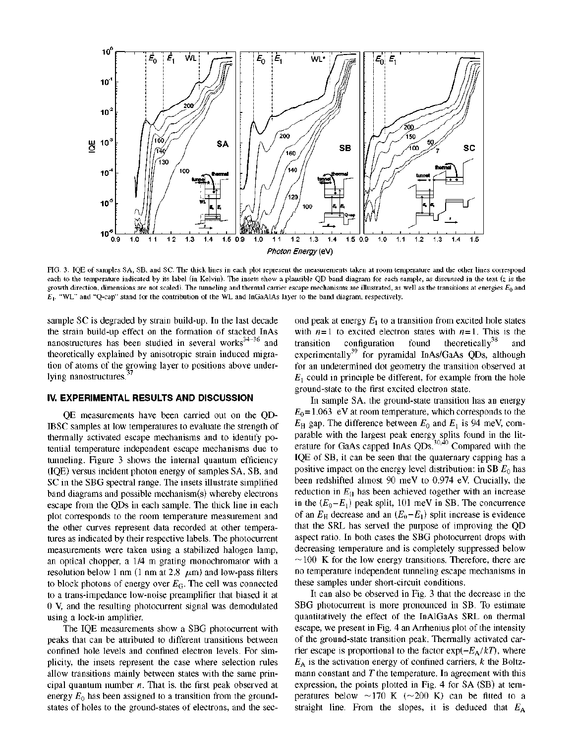FIG. 3. IQE of samples SA, SB, and SC. The thick lines in each plot represent the measurements taken at room temperature and the other lines correspond each to the temperature indicated by its label (in Kelvin). The insets show a plausible QD band diagram for each sample, as discussed in the text (z is the growth direction, dimensions are not scaled). The tunneling and thermal carrier escape mechanisms are illustrated, as well as the transitions at energies $E_0$ and $E_1$. "WL" and "Q-cap" stand for the contribution of the WL and InGaAlAs layer to the band diagram, respectively.

sample SC is degraded by strain build-up. In the last decade the strain build-up effect on the formation of stacked InAs nanostructures has been studied in several works[34–36] and theoretically explained by anisotropic strain induced migration of atoms of the growing layer to positions above underlying nanostructures.[37]

## IV. EXPERIMENTAL RESULTS AND DISCUSSION

QE measurements have been carried out on the QD-IBSC samples at low temperatures to evaluate the strength of thermally activated escape mechanisms and to identify potential temperature independent escape mechanisms due to tunneling. Figure 3 shows the internal quantum efficiency (IQE) versus incident photon energy of samples SA, SB, and SC in the SBG spectral range. The insets illustrate simplified band diagrams and possible mechanism(s) whereby electrons escape from the QDs in each sample. The thick line in each plot corresponds to the room temperature measurement and the other curves represent data recorded at other temperatures as indicated by their respective labels. The photocurrent measurements were taken using a stabilized halogen lamp, an optical chopper, a 1/4 m grating monochromator with a resolution below 1 nm (1 nm at 2.8 $\mu$m) and low-pass filters to block photons of energy over $E_G$. The cell was connected to a trans-impedance low-noise preamplifier that biased it at 0 V, and the resulting photocurrent signal was demodulated using a lock-in amplifier.

The IQE measurements show a SBG photocurrent with peaks that can be attributed to different transitions between confined hole levels and confined electron levels. For simplicity, the insets represent the case where selection rules allow transitions mainly between states with the same principal quantum number $n$. That is, the first peak observed at energy $E_0$ has been assigned to a transition from the ground-states of holes to the ground-states of electrons, and the second peak at energy $E_1$ to a transition from excited hole states with $n=1$ to excited electron states with $n=1$. This is the transition configuration found theoretically[38] and experimentally[39] for pyramidal InAs/GaAs QDs, although for an undetermined dot geometry the transition observed at $E_1$ could in principle be different, for example from the hole ground-state to the first excited electron state.

In sample SA, the ground-state transition has an energy $E_0=1.063$ eV at room temperature, which corresponds to the $E_H$ gap. The difference between $E_0$ and $E_1$ is 94 meV, comparable with the largest peak energy splits found in the literature for GaAs capped InAs QDs.[30,40] Compared with the IQE of SB, it can be seen that the quaternary capping has a positive impact on the energy level distribution: in SB $E_0$ has been redshifted almost 90 meV to 0.974 eV. Crucially, the reduction in $E_H$ has been achieved together with an increase in the $(E_0-E_1)$ peak split, 101 meV in SB. The concurrence of an $E_H$ decrease and an $(E_0-E_1)$ split increase is evidence that the SRL has served the purpose of improving the QD aspect ratio. In both cases the SBG photocurrent drops with decreasing temperature and is completely suppressed below ~100 K for the low energy transitions. Therefore, there are no temperature independent tunneling escape mechanisms in these samples under short-circuit conditions.

It can also be observed in Fig. 3 that the decrease in the SBG photocurrent is more pronounced in SB. To estimate quantitatively the effect of the InAlGaAs SRL on thermal escape, we present in Fig. 4 an Arrhenius plot of the intensity of the ground-state transition peak. Thermally activated carrier escape is proportional to the factor $\exp(-E_A/kT)$, where $E_A$ is the activation energy of confined carriers, $k$ the Boltzmann constant and $T$ the temperature. In agreement with this expression, the points plotted in Fig. 4 for SA (SB) at temperatures below ~170 K (~200 K) can be fitted to a straight line. From the slopes, it is deduced that $E_A$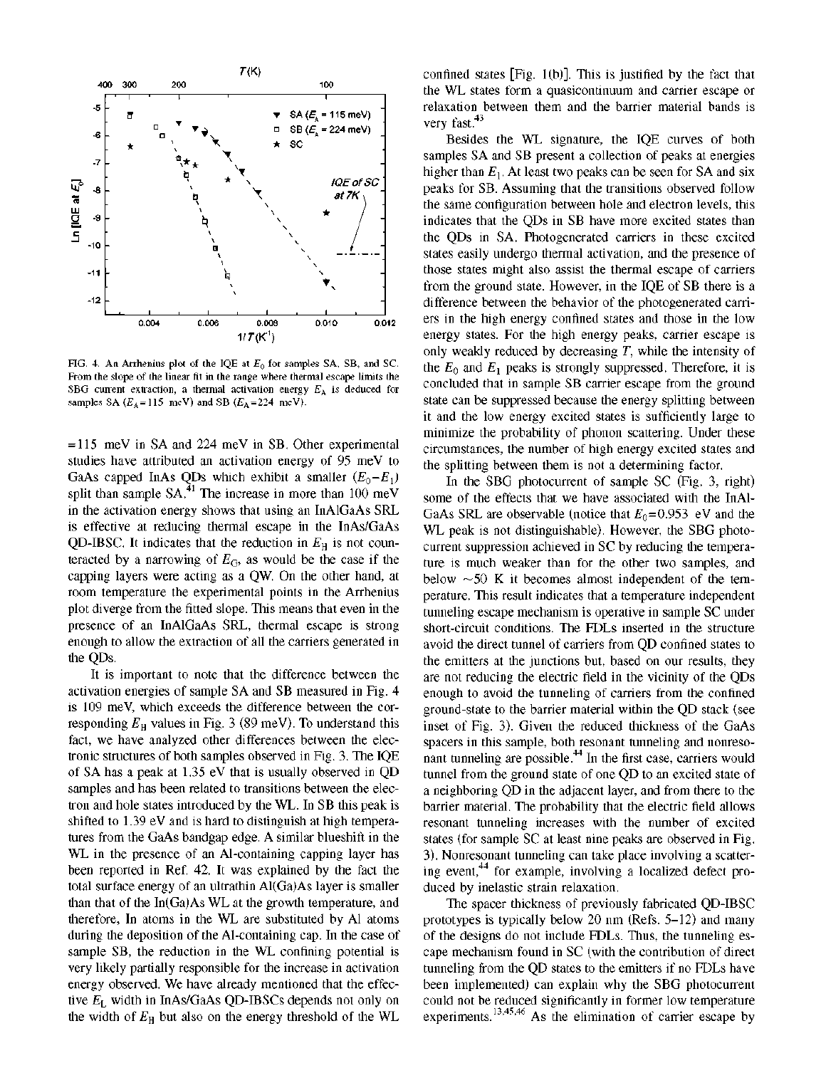FIG. 4. An Arrhenius plot of the IQE at $E_0$ for samples SA, SB, and SC. From the slope of the linear fit in the range where thermal escape limits the SBG current extraction, a thermal activation energy $E_A$ is deduced for samples SA ($E_A$=115 meV) and SB ($E_A$=224 meV).

=115 meV in SA and 224 meV in SB. Other experimental studies have attributed an activation energy of 95 meV to GaAs capped InAs QDs which exhibit a smaller ($E_0-E_1$) split than sample SA.[41] The increase in more than 100 meV in the activation energy shows that using an InAlGaAs SRL is effective at reducing thermal escape in the InAs/GaAs QD-IBSC. It indicates that the reduction in $E_H$ is not counteracted by a narrowing of $E_G$, as would be the case if the capping layers were acting as a QW. On the other hand, at room temperature the experimental points in the Arrhenius plot diverge from the fitted slope. This means that even in the presence of an InAlGaAs SRL, thermal escape is strong enough to allow the extraction of all the carriers generated in the QDs.

It is important to note that the difference between the activation energies of sample SA and SB measured in Fig. 4 is 109 meV, which exceeds the difference between the corresponding $E_H$ values in Fig. 3 (89 meV). To understand this fact, we have analyzed other differences between the electronic structures of both samples observed in Fig. 3. The IQE of SA has a peak at 1.35 eV that is usually observed in QD samples and has been related to transitions between the electron and hole states introduced by the WL. In SB this peak is shifted to 1.39 eV and is hard to distinguish at high temperatures from the GaAs bandgap edge. A similar blueshift in the WL in the presence of an Al-containing capping layer has been reported in Ref. 42. It was explained by the fact the total surface energy of an ultrathin Al(Ga)As layer is smaller than that of the In(Ga)As WL at the growth temperature, and therefore, In atoms in the WL are substituted by Al atoms during the deposition of the Al-containing cap. In the case of sample SB, the reduction in the WL confining potential is very likely partially responsible for the increase in activation energy observed. We have already mentioned that the effective $E_L$ width in InAs/GaAs QD-IBSCs depends not only on the width of $E_H$ but also on the energy threshold of the WL confined states [Fig. 1(b)]. This is justified by the fact that the WL states form a quasicontinuum and carrier escape or relaxation between them and the barrier material bands is very fast.[43]

Besides the WL signature, the IQE curves of both samples SA and SB present a collection of peaks at energies higher than $E_1$. At least two peaks can be seen for SA and six peaks for SB. Assuming that the transitions observed follow the same configuration between hole and electron levels, this indicates that the QDs in SB have more excited states than the QDs in SA. Photogenerated carriers in these excited states easily undergo thermal activation, and the presence of those states might also assist the thermal escape of carriers from the ground state. However, in the IQE of SB there is a difference between the behavior of the photogenerated carriers in the high energy confined states and those in the low energy states. For the high energy peaks, carrier escape is only weakly reduced by decreasing $T$, while the intensity of the $E_0$ and $E_1$ peaks is strongly suppressed. Therefore, it is concluded that in sample SB carrier escape from the ground state can be suppressed because the energy splitting between it and the low energy excited states is sufficiently large to minimize the probability of phonon scattering. Under these circumstances, the number of high energy excited states and the splitting between them is not a determining factor.

In the SBG photocurrent of sample SC (Fig. 3, right) some of the effects that we have associated with the InAlGaAs SRL are observable (notice that $E_0$=0.953 eV and the WL peak is not distinguishable). However, the SBG photocurrent suppression achieved in SC by reducing the temperature is much weaker than for the other two samples, and below ~50 K it becomes almost independent of the temperature. This result indicates that a temperature independent tunneling escape mechanism is operative in sample SC under short-circuit conditions. The FDLs inserted in the structure avoid the direct tunnel of carriers from QD confined states to the emitters at the junctions but, based on our results, they are not reducing the electric field in the vicinity of the QDs enough to avoid the tunneling of carriers from the confined ground-state to the barrier material within the QD stack (see inset of Fig. 3). Given the reduced thickness of the GaAs spacers in this sample, both resonant tunneling and nonresonant tunneling are possible.[44] In the first case, carriers would tunnel from the ground state of one QD to an excited state of a neighboring QD in the adjacent layer, and from there to the barrier material. The probability that the electric field allows resonant tunneling increases with the number of excited states (for sample SC at least nine peaks are observed in Fig. 3). Nonresonant tunneling can take place involving a scattering event,[44] for example, involving a localized defect produced by inelastic strain relaxation.

The spacer thickness of previously fabricated QD-IBSC prototypes is typically below 20 nm (Refs. 5–12) and many of the designs do not include FDLs. Thus, the tunneling escape mechanism found in SC (with the contribution of direct tunneling from the QD states to the emitters if no FDLs have been implemented) can explain why the SBG photocurrent could not be reduced significantly in former low temperature experiments.[13,45,46] As the elimination of carrier escape by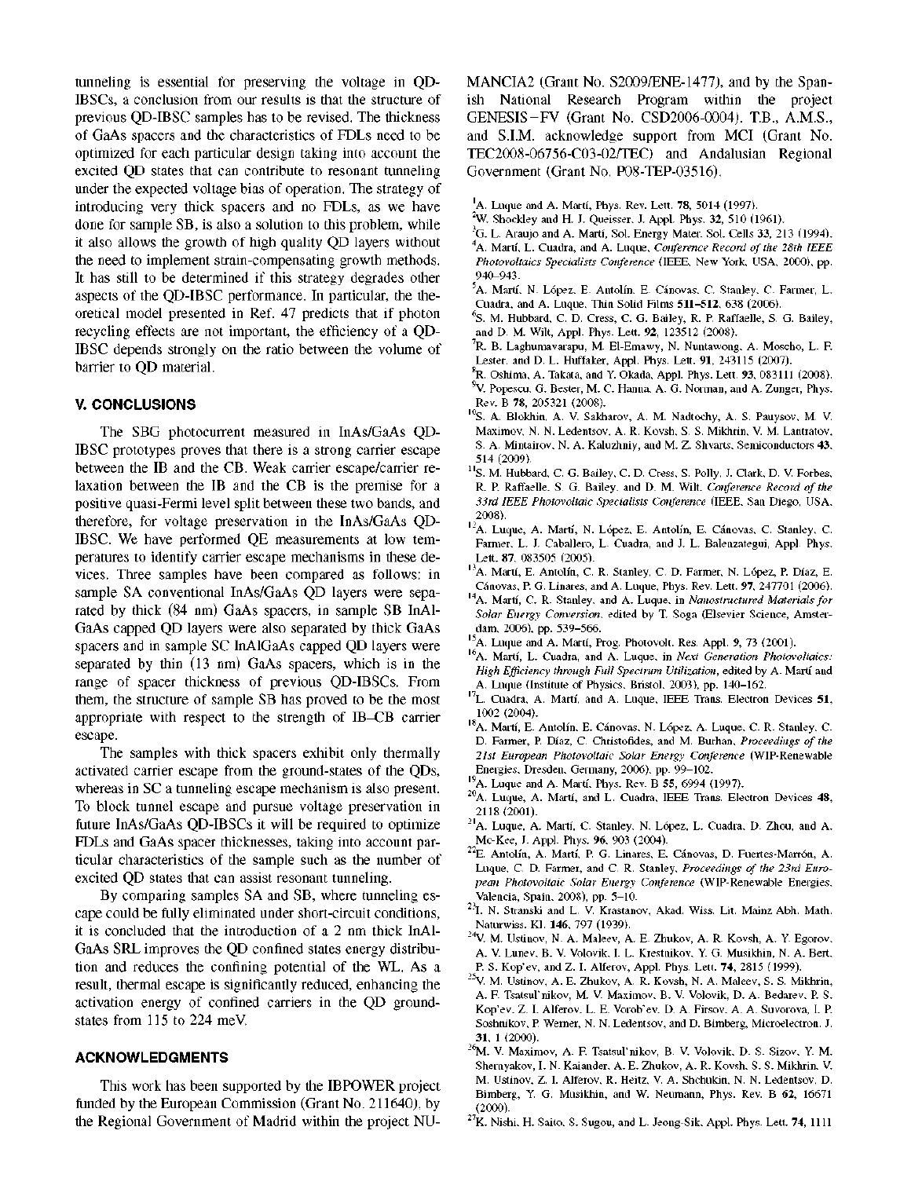tunneling is essential for preserving the voltage in QD-IBSCs, a conclusion from our results is that the structure of previous QD-IBSC samples has to be revised. The thickness of GaAs spacers and the characteristics of FDLs need to be optimized for each particular design taking into account the excited QD states that can contribute to resonant tunneling under the expected voltage bias of operation. The strategy of introducing very thick spacers and no FDLs, as we have done for sample SB, is also a solution to this problem, while it also allows the growth of high quality QD layers without the need to implement strain-compensating growth methods. It has still to be determined if this strategy degrades other aspects of the QD-IBSC performance. In particular, the theoretical model presented in Ref. 47 predicts that if photon recycling effects are not important, the efficiency of a QD-IBSC depends strongly on the ratio between the volume of barrier to QD material.

## V. CONCLUSIONS

The SBG photocurrent measured in InAs/GaAs QD-IBSC prototypes proves that there is a strong carrier escape between the IB and the CB. Weak carrier escape/carrier relaxation between the IB and the CB is the premise for a positive quasi-Fermi level split between these two bands, and therefore, for voltage preservation in the InAs/GaAs QD-IBSC. We have performed QE measurements at low temperatures to identify carrier escape mechanisms in these devices. Three samples have been compared as follows: in sample SA conventional InAs/GaAs QD layers were separated by thick (84 nm) GaAs spacers, in sample SB InAlGaAs capped QD layers were also separated by thick GaAs spacers and in sample SC InAlGaAs capped QD layers were separated by thin (13 nm) GaAs spacers, which is in the range of spacer thickness of previous QD-IBSCs. From them, the structure of sample SB has proved to be the most appropriate with respect to the strength of IB–CB carrier escape.

The samples with thick spacers exhibit only thermally activated carrier escape from the ground-states of the QDs, whereas in SC a tunneling escape mechanism is also present. To block tunnel escape and pursue voltage preservation in future InAs/GaAs QD-IBSCs it will be required to optimize FDLs and GaAs spacer thicknesses, taking into account particular characteristics of the sample such as the number of excited QD states that can assist resonant tunneling.

By comparing samples SA and SB, where tunneling escape could be fully eliminated under short-circuit conditions, it is concluded that the introduction of a 2 nm thick InAlGaAs SRL improves the QD confined states energy distribution and reduces the confining potential of the WL. As a result, thermal escape is significantly reduced, enhancing the activation energy of confined carriers in the QD ground-states from 115 to 224 meV.

## ACKNOWLEDGMENTS

This work has been supported by the IBPOWER project funded by the European Commission (Grant No. 211640), by the Regional Government of Madrid within the project NUMANCIA2 (Grant No. S2009/ENE-1477), and by the Spanish National Research Program within the project GENESIS−FV (Grant No. CSD2006-0004). T.B., A.M.S., and S.I.M. acknowledge support from MCI (Grant No. TEC2008-06756-C03-02/TEC) and Andalusian Regional Government (Grant No. P08-TEP-03516).

[1] A. Luque and A. Martí, Phys. Rev. Lett. **78**, 5014 (1997).
[2] W. Shockley and H. J. Queisser, J. Appl. Phys. **32**, 510 (1961).
[3] G. L. Araujo and A. Martí, Sol. Energy Mater. Sol. Cells **33**, 213 (1994).
[4] A. Martí, L. Cuadra, and A. Luque, *Conference Record of the 28th IEEE Photovoltaics Specialists Conference* (IEEE, New York, USA, 2000), pp. 940–943.
[5] A. Martí, N. López, E. Antolín, E. Cánovas, C. Stanley, C. Farmer, L. Cuadra, and A. Luque, Thin Solid Films **511–512**, 638 (2006).
[6] S. M. Hubbard, C. D. Cress, C. G. Bailey, R. P. Raffaelle, S. G. Bailey, and D. M. Wilt, Appl. Phys. Lett. **92**, 123512 (2008).
[7] R. B. Laghumavarapu, M. El-Emawy, N. Nuntawong, A. Moscho, L. F. Lester, and D. L. Huffaker, Appl. Phys. Lett. **91**, 243115 (2007).
[8] R. Oshima, A. Takata, and Y. Okada, Appl. Phys. Lett. **93**, 083111 (2008).
[9] V. Popescu, G. Bester, M. C. Hanna, A. G. Norman, and A. Zunger, Phys. Rev. B **78**, 205321 (2008).
[10] S. A. Blokhin, A. V. Sakharov, A. M. Nadtochy, A. S. Pauysov, M. V. Maximov, N. N. Ledentsov, A. R. Kovsh, S. S. Mikhrin, V. M. Lantratov, S. A. Mintairov, N. A. Kaluzhniy, and M. Z. Shvarts, Semiconductors **43**, 514 (2009).
[11] S. M. Hubbard, C. G. Bailey, C. D. Cress, S. Polly, J. Clark, D. V. Forbes, R. P. Raffaelle, S. G. Bailey, and D. M. Wilt, *Conference Record of the 33rd IEEE Photovoltaic Specialists Conference* (IEEE, San Diego, USA, 2008).
[12] A. Luque, A. Martí, N. López, E. Antolín, E. Cánovas, C. Stanley, C. Farmer, L. J. Caballero, L. Cuadra, and J. L. Balenzategui, Appl. Phys. Lett. **87**, 083505 (2005).
[13] A. Martí, E. Antolín, C. R. Stanley, C. D. Farmer, N. López, P. Díaz, E. Cánovas, P. G. Linares, and A. Luque, Phys. Rev. Lett. **97**, 247701 (2006).
[14] A. Martí, C. R. Stanley, and A. Luque, in *Nanostructured Materials for Solar Energy Conversion*, edited by T. Soga (Elsevier Science, Amsterdam, 2006), pp. 539–566.
[15] A. Luque and A. Martí, Prog. Photovolt. Res. Appl. **9**, 73 (2001).
[16] A. Martí, L. Cuadra, and A. Luque, in *Next Generation Photovoltaics: High Efficiency through Full Spectrum Utilization*, edited by A. Martí and A. Luque (Institute of Physics, Bristol, 2003), pp. 140–162.
[17] L. Cuadra, A. Martí, and A. Luque, IEEE Trans. Electron Devices **51**, 1002 (2004).
[18] A. Martí, E. Antolín, E. Cánovas, N. López, A. Luque, C. R. Stanley, C. D. Farmer, P. Díaz, C. Christofides, and M. Burhan, *Proceedings of the 21st European Photovoltaic Solar Energy Conference* (WIP-Renewable Energies, Dresden, Germany, 2006), pp. 99–102.
[19] A. Luque and A. Martí, Phys. Rev. B **55**, 6994 (1997).
[20] A. Luque, A. Martí, and L. Cuadra, IEEE Trans. Electron Devices **48**, 2118 (2001).
[21] A. Luque, A. Martí, C. Stanley, N. López, L. Cuadra, D. Zhou, and A. Mc-Kee, J. Appl. Phys. **96**, 903 (2004).
[22] E. Antolín, A. Martí, P. G. Linares, E. Cánovas, D. Fuertes-Marrón, A. Luque, C. D. Farmer, and C. R. Stanley, *Proceedings of the 23rd European Photovoltaic Solar Energy Conference* (WIP-Renewable Energies, Valencia, Spain, 2008), pp. 5–10.
[23] I. N. Stranski and L. V. Krastanov, Akad. Wiss. Lit. Mainz Abh. Math. Naturwiss. Kl. **146**, 797 (1939).
[24] V. M. Ustinov, N. A. Maleev, A. E. Zhukov, A. R. Kovsh, A. Y. Egorov, A. V. Lunev, B. V. Volovik, I. L. Krestnikov, Y. G. Musikhin, N. A. Bert, P. S. Kop'ev, and Z. I. Alferov, Appl. Phys. Lett. **74**, 2815 (1999).
[25] V. M. Ustinov, A. E. Zhukov, A. R. Kovsh, N. A. Maleev, S. S. Mikhrin, A. F. Tsatsul'nikov, M. V. Maximov, B. V. Volovik, D. A. Bedarev, P. S. Kop'ev, Z. I. Alferov, L. E. Vorob'ev, D. A. Firsov, A. A. Suvorova, I. P. Soshnikov, P. Werner, N. N. Ledentsov, and D. Bimberg, Microelectron. J. **31**, 1 (2000).
[26] M. V. Maximov, A. F. Tsatsul'nikov, B. V. Volovik, D. S. Sizov, Y. M. Shernyakov, I. N. Kaiander, A. E. Zhukov, A. R. Kovsh, S. S. Mikhrin, V. M. Ustinov, Z. I. Alferov, R. Heitz, V. A. Shchukin, N. N. Ledentsov, D. Bimberg, Y. G. Musikhin, and W. Neumann, Phys. Rev. B **62**, 16671 (2000).
[27] K. Nishi, H. Saito, S. Sugou, and L. Jeong-Sik, Appl. Phys. Lett. **74**, 1111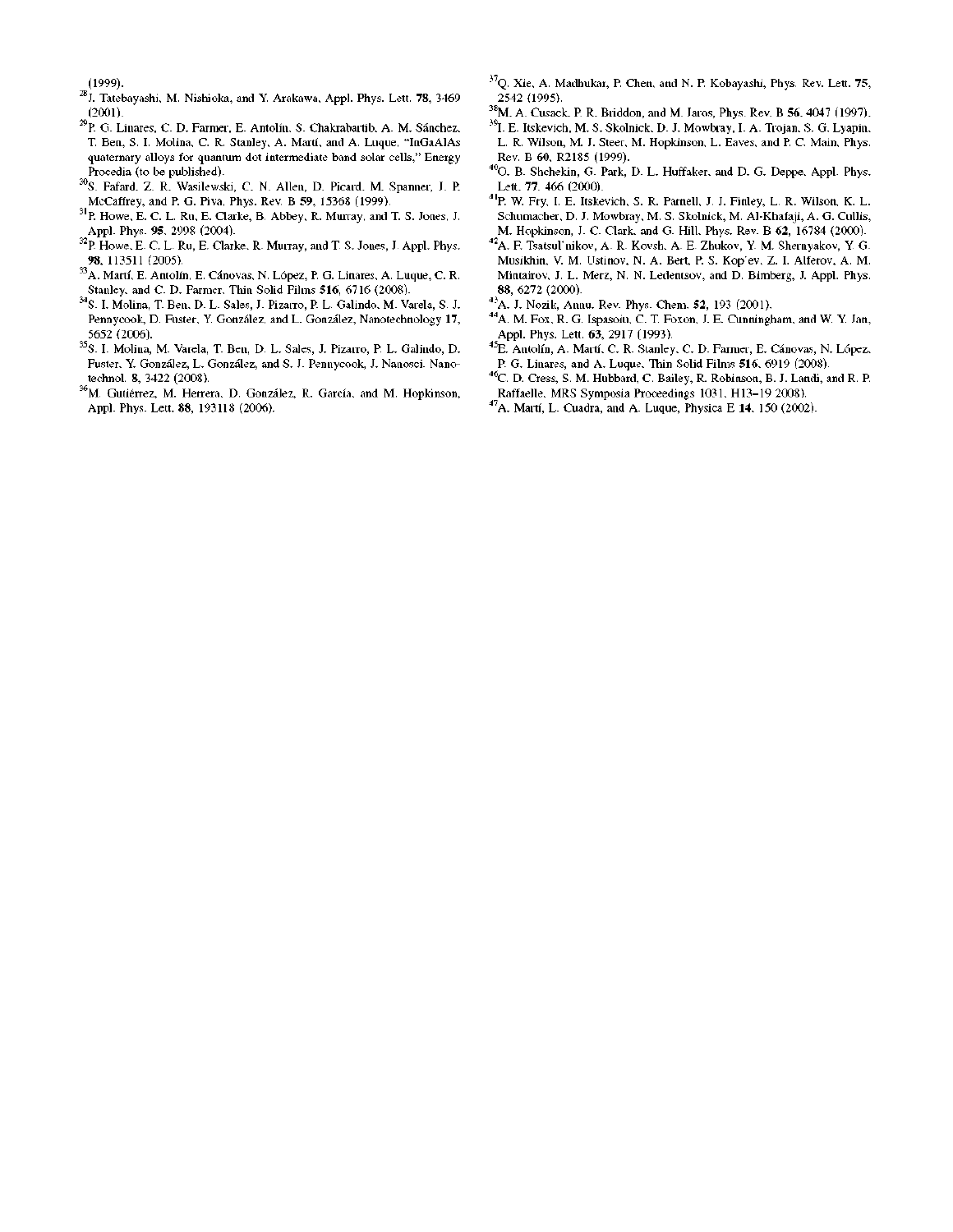(1999).

[28]J. Tatebayashi, M. Nishioka, and Y. Arakawa, Appl. Phys. Lett. **78**, 3469 (2001).

[29]P. G. Linares, C. D. Farmer, E. Antolín, S. Chakrabartib, A. M. Sánchez, T. Ben, S. I. Molina, C. R. Stanley, A. Martí, and A. Luque, "InGaAlAs quaternary alloys for quantum dot intermediate band solar cells," Energy Procedia (to be published).

[30]S. Fafard, Z. R. Wasilewski, C. N. Allen, D. Picard, M. Spanner, J. P. McCaffrey, and P. G. Piva, Phys. Rev. B **59**, 15368 (1999).

[31]P. Howe, E. C. L. Ru, E. Clarke, B. Abbey, R. Murray, and T. S. Jones, J. Appl. Phys. **95**, 2998 (2004).

[32]P. Howe, E. C. L. Ru, E. Clarke, R. Murray, and T. S. Jones, J. Appl. Phys. **98**, 113511 (2005).

[33]A. Martí, E. Antolín, E. Cánovas, N. López, P. G. Linares, A. Luque, C. R. Stanley, and C. D. Farmer, Thin Solid Films **516**, 6716 (2008).

[34]S. I. Molina, T. Ben, D. L. Sales, J. Pizarro, P. L. Galindo, M. Varela, S. J. Pennycook, D. Fuster, Y. González, and L. González, Nanotechnology **17**, 5652 (2006).

[35]S. I. Molina, M. Varela, T. Ben, D. L. Sales, J. Pizarro, P. L. Galindo, D. Fuster, Y. González, L. González, and S. J. Pennycook, J. Nanosci. Nanotechnol. **8**, 3422 (2008).

[36]M. Gutiérrez, M. Herrera, D. González, R. García, and M. Hopkinson, Appl. Phys. Lett. **88**, 193118 (2006).

[37]Q. Xie, A. Madhukar, P. Chen, and N. P. Kobayashi, Phys. Rev. Lett. **75**, 2542 (1995).

[38]M. A. Cusack, P. R. Briddon, and M. Jaros, Phys. Rev. B **56**, 4047 (1997).

[39]I. E. Itskevich, M. S. Skolnick, D. J. Mowbray, I. A. Trojan, S. G. Lyapin, L. R. Wilson, M. J. Steer, M. Hopkinson, L. Eaves, and P. C. Main, Phys. Rev. B **60**, R2185 (1999).

[40]O. B. Shchekin, G. Park, D. L. Huffaker, and D. G. Deppe, Appl. Phys. Lett. **77**, 466 (2000).

[41]P. W. Fry, I. E. Itskevich, S. R. Parnell, J. J. Finley, L. R. Wilson, K. L. Schumacher, D. J. Mowbray, M. S. Skolnick, M. Al-Khafaji, A. G. Cullis, M. Hopkinson, J. C. Clark, and G. Hill, Phys. Rev. B **62**, 16784 (2000).

[42]A. F. Tsatsul'nikov, A. R. Kovsh, A. E. Zhukov, Y. M. Shernyakov, Y. G. Musikhin, V. M. Ustinov, N. A. Bert, P. S. Kop'ev, Z. I. Alferov, A. M. Mintairov, J. L. Merz, N. N. Ledentsov, and D. Bimberg, J. Appl. Phys. **88**, 6272 (2000).

[43]A. J. Nozik, Annu. Rev. Phys. Chem. **52**, 193 (2001).

[44]A. M. Fox, R. G. Ispasoiu, C. T. Foxon, J. E. Cunningham, and W. Y. Jan, Appl. Phys. Lett. **63**, 2917 (1993).

[45]E. Antolín, A. Martí, C. R. Stanley, C. D. Farmer, E. Cánovas, N. López, P. G. Linares, and A. Luque, Thin Solid Films **516**, 6919 (2008).

[46]C. D. Cress, S. M. Hubbard, C. Bailey, R. Robinson, B. J. Landi, and R. P. Raffaelle, MRS Symposia Proceedings 1031, H13–19 2008).

[47]A. Martí, L. Cuadra, and A. Luque, Physica E **14**, 150 (2002).